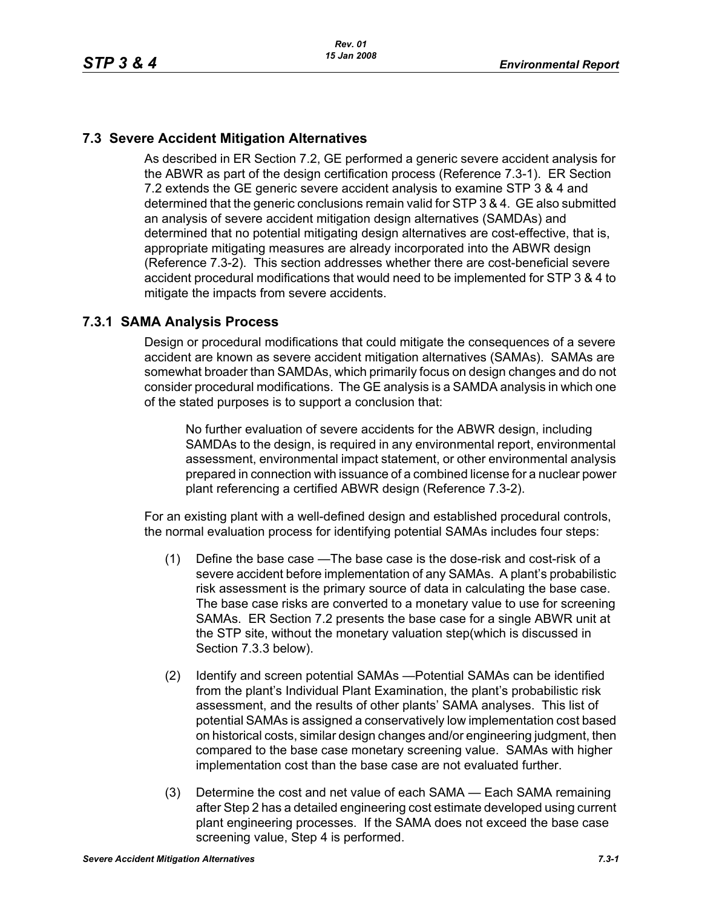## 7.3 Severe Accident Mitigation Alternatives

As described in ER Section 7.2, GE performed a generic severe accident analysis for the ABWR as part of the design certification process (Reference 7.3-1). ER Section 7.2 extends the GE generic severe accident analysis to examine STP 3 & 4 and determined that the generic conclusions remain valid for STP 3 & 4. GE also submitted an analysis of severe accident mitigation design alternatives (SAMDAs) and determined that no potential mitigating design alternatives are cost-effective, that is, appropriate mitigating measures are already incorporated into the ABWR design (Reference 7.3-2). This section addresses whether there are cost-beneficial severe accident procedural modifications that would need to be implemented for STP 3 & 4 to mitigate the impacts from severe accidents.

### 7.3.1 SAMA Analysis Process

Design or procedural modifications that could mitigate the consequences of a severe accident are known as severe accident mitigation alternatives (SAMAs). SAMAs are somewhat broader than SAMDAs, which primarily focus on design changes and do not consider procedural modifications. The GE analysis is a SAMDA analysis in which one of the stated purposes is to support a conclusion that:

> No further evaluation of severe accidents for the ABWR design, including SAMDAs to the design, is required in any environmental report, environmental assessment, environmental impact statement, or other environmental analysis prepared in connection with issuance of a combined license for a nuclear power plant referencing a certified ABWR design (Reference 7.3-2).

For an existing plant with a well-defined design and established procedural controls, the normal evaluation process for identifying potential SAMAs includes four steps:

(1) Define the base case —The base case is the dose-risk and cost-risk of a severe accident before implementation of any SAMAs. A plant's probabilistic risk assessment is the primary source of data in calculating the base case. The base case risks are converted to a monetary value to use for screening SAMAs. ER Section 7.2 presents the base case for a single ABWR unit at the STP site, without the monetary valuation step(which is discussed in Section 7.3.3 below).

(2) Identify and screen potential SAMAs —Potential SAMAs can be identified from the plant's Individual Plant Examination, the plant's probabilistic risk assessment, and the results of other plants' SAMA analyses. This list of potential SAMAs is assigned a conservatively low implementation cost based on historical costs, similar design changes and/or engineering judgment, then compared to the base case monetary screening value. SAMAs with higher implementation cost than the base case are not evaluated further.

(3) Determine the cost and net value of each SAMA — Each SAMA remaining after Step 2 has a detailed engineering cost estimate developed using current plant engineering processes. If the SAMA does not exceed the base case screening value, Step 4 is performed.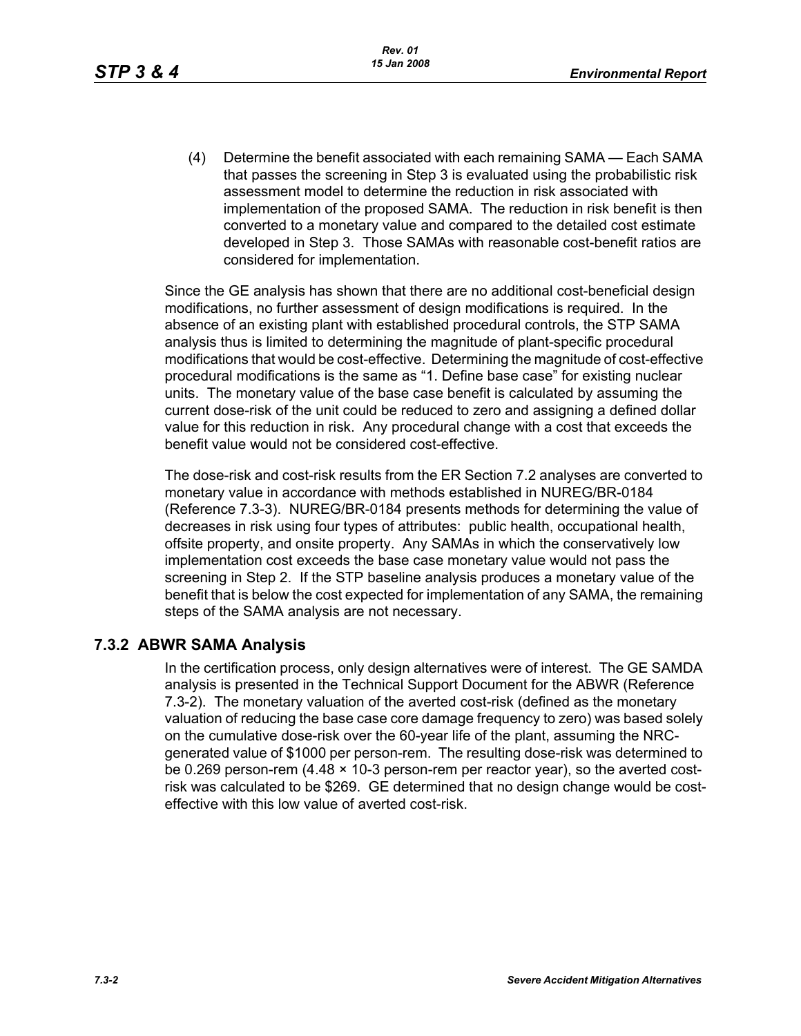(4) Determine the benefit associated with each remaining SAMA — Each SAMA that passes the screening in Step 3 is evaluated using the probabilistic risk assessment model to determine the reduction in risk associated with implementation of the proposed SAMA. The reduction in risk benefit is then converted to a monetary value and compared to the detailed cost estimate developed in Step 3. Those SAMAs with reasonable cost-benefit ratios are considered for implementation.

Since the GE analysis has shown that there are no additional cost-beneficial design modifications, no further assessment of design modifications is required. In the absence of an existing plant with established procedural controls, the STP SAMA analysis thus is limited to determining the magnitude of plant-specific procedural modifications that would be cost-effective. Determining the magnitude of cost-effective procedural modifications is the same as "1. Define base case" for existing nuclear units. The monetary value of the base case benefit is calculated by assuming the current dose-risk of the unit could be reduced to zero and assigning a defined dollar value for this reduction in risk. Any procedural change with a cost that exceeds the benefit value would not be considered cost-effective.

The dose-risk and cost-risk results from the ER Section 7.2 analyses are converted to monetary value in accordance with methods established in NUREG/BR-0184 (Reference 7.3-3). NUREG/BR-0184 presents methods for determining the value of decreases in risk using four types of attributes: public health, occupational health, offsite property, and onsite property. Any SAMAs in which the conservatively low implementation cost exceeds the base case monetary value would not pass the screening in Step 2. If the STP baseline analysis produces a monetary value of the benefit that is below the cost expected for implementation of any SAMA, the remaining steps of the SAMA analysis are not necessary.

## 7.3.2 ABWR SAMA Analysis

In the certification process, only design alternatives were of interest. The GE SAMDA analysis is presented in the Technical Support Document for the ABWR (Reference 7.3-2). The monetary valuation of the averted cost-risk (defined as the monetary valuation of reducing the base case core damage frequency to zero) was based solely on the cumulative dose-risk over the 60-year life of the plant, assuming the NRC-generated value of \$1000 per person-rem. The resulting dose-risk was determined to be 0.269 person-rem ($4.48 \times 10^{-3}$ person-rem per reactor year), so the averted cost-risk was calculated to be \$269. GE determined that no design change would be cost-effective with this low value of averted cost-risk.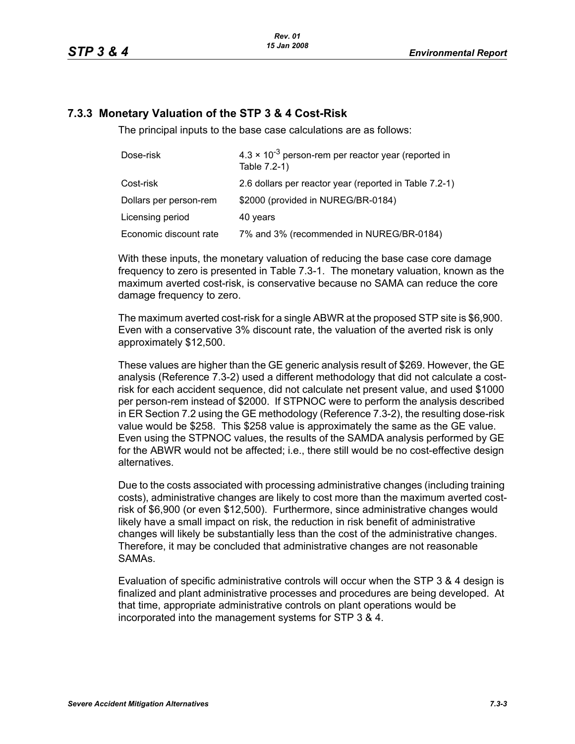### 7.3.3 Monetary Valuation of the STP 3 & 4 Cost-Risk

The principal inputs to the base case calculations are as follows:

| | |
|---|---|
| Dose-risk | $4.3 \times 10^{-3}$ person-rem per reactor year (reported in Table 7.2-1) |
| Cost-risk | 2.6 dollars per reactor year (reported in Table 7.2-1) |
| Dollars per person-rem | $2000 (provided in NUREG/BR-0184) |
| Licensing period | 40 years |
| Economic discount rate | 7% and 3% (recommended in NUREG/BR-0184) |

With these inputs, the monetary valuation of reducing the base case core damage frequency to zero is presented in Table 7.3-1. The monetary valuation, known as the maximum averted cost-risk, is conservative because no SAMA can reduce the core damage frequency to zero.

The maximum averted cost-risk for a single ABWR at the proposed STP site is $6,900. Even with a conservative 3% discount rate, the valuation of the averted risk is only approximately $12,500.

These values are higher than the GE generic analysis result of $269. However, the GE analysis (Reference 7.3-2) used a different methodology that did not calculate a cost-risk for each accident sequence, did not calculate net present value, and used $1000 per person-rem instead of $2000. If STPNOC were to perform the analysis described in ER Section 7.2 using the GE methodology (Reference 7.3-2), the resulting dose-risk value would be $258. This $258 value is approximately the same as the GE value. Even using the STPNOC values, the results of the SAMDA analysis performed by GE for the ABWR would not be affected; i.e., there still would be no cost-effective design alternatives.

Due to the costs associated with processing administrative changes (including training costs), administrative changes are likely to cost more than the maximum averted cost-risk of $6,900 (or even $12,500). Furthermore, since administrative changes would likely have a small impact on risk, the reduction in risk benefit of administrative changes will likely be substantially less than the cost of the administrative changes. Therefore, it may be concluded that administrative changes are not reasonable SAMAs.

Evaluation of specific administrative controls will occur when the STP 3 & 4 design is finalized and plant administrative processes and procedures are being developed. At that time, appropriate administrative controls on plant operations would be incorporated into the management systems for STP 3 & 4.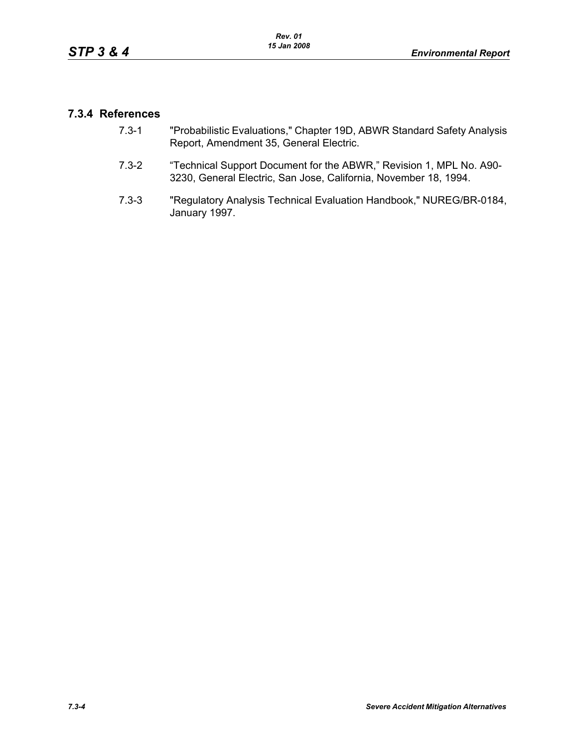### 7.3.4 References

7.3-1 "Probabilistic Evaluations," Chapter 19D, ABWR Standard Safety Analysis Report, Amendment 35, General Electric.

7.3-2 "Technical Support Document for the ABWR," Revision 1, MPL No. A90-3230, General Electric, San Jose, California, November 18, 1994.

7.3-3 "Regulatory Analysis Technical Evaluation Handbook," NUREG/BR-0184, January 1997.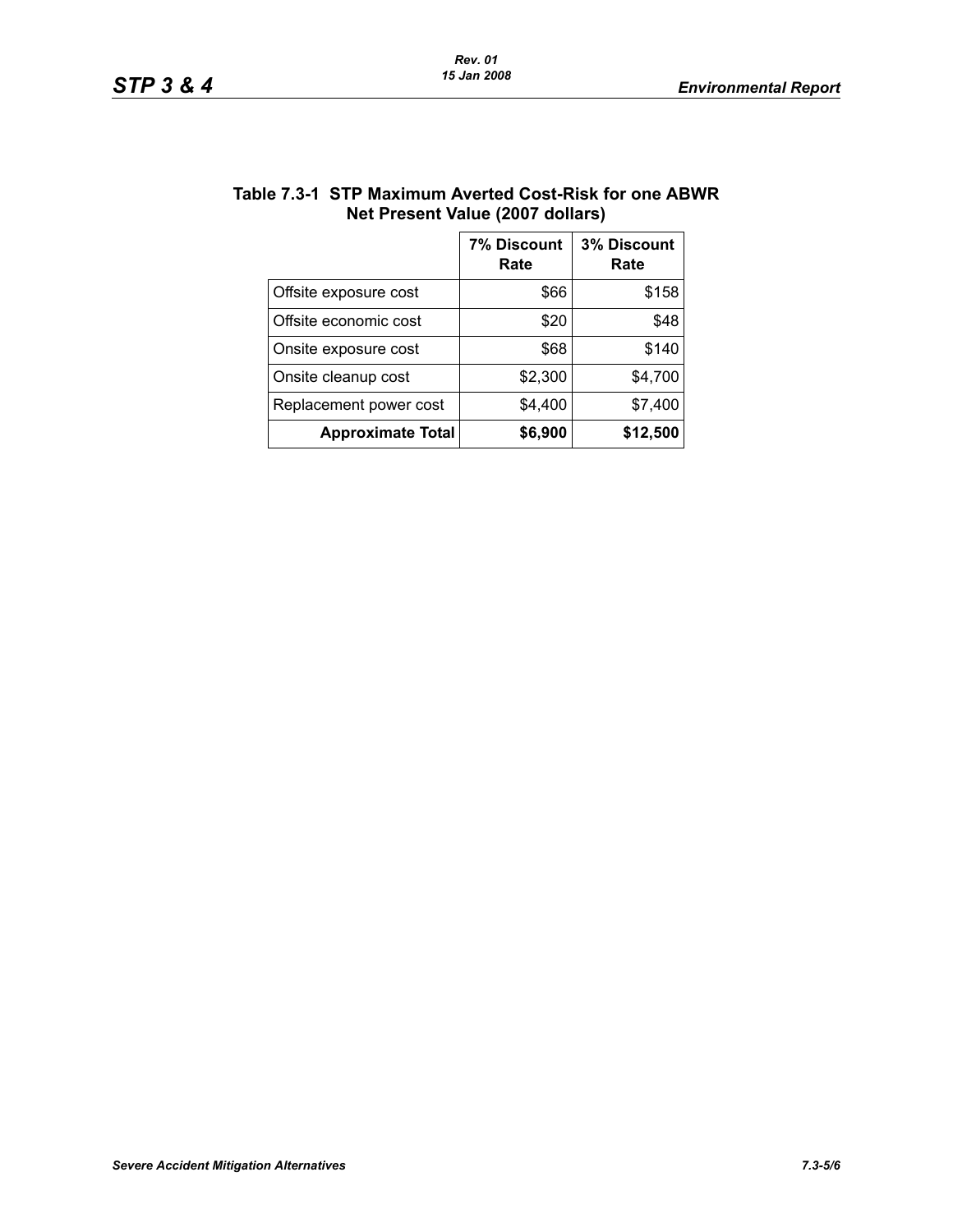**Table 7.3-1 STP Maximum Averted Cost-Risk for one ABWR Net Present Value (2007 dollars)**

| | 7% Discount Rate | 3% Discount Rate |
|---|---|---|
| Offsite exposure cost | $66 | $158 |
| Offsite economic cost | $20 | $48 |
| Onsite exposure cost | $68 | $140 |
| Onsite cleanup cost | $2,300 | $4,700 |
| Replacement power cost | $4,400 | $7,400 |
| **Approximate Total** | **$6,900** | **$12,500** |